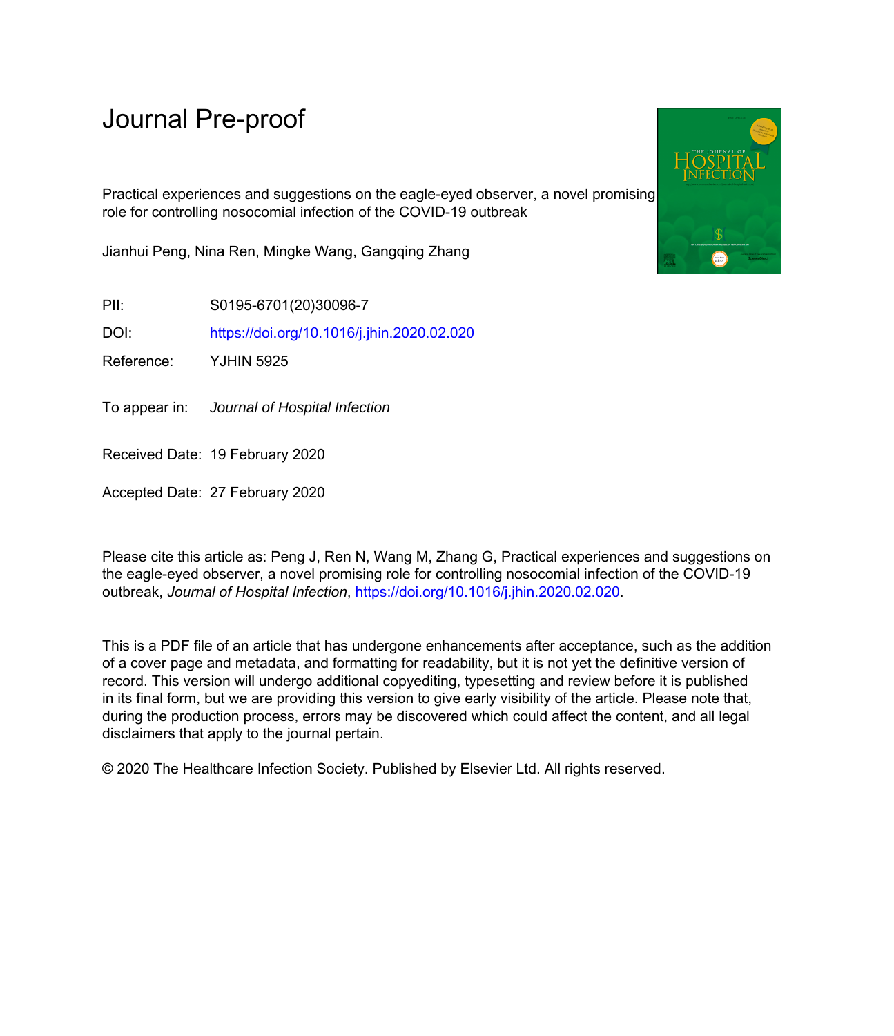# Journal Pre-proof

Practical experiences and suggestions on the eagle-eyed observer, a novel promising role for controlling nosocomial infection of the COVID-19 outbreak

Jianhui Peng, Nina Ren, Mingke Wang, Gangqing Zhang

PII: S0195-6701(20)30096-7

DOI: https://doi.org/10.1016/j.jhin.2020.02.020

Reference: YJHIN 5925

To appear in: *Journal of Hospital Infection*

Received Date: 19 February 2020

Accepted Date: 27 February 2020

Please cite this article as: Peng J, Ren N, Wang M, Zhang G, Practical experiences and suggestions on the eagle-eyed observer, a novel promising role for controlling nosocomial infection of the COVID-19 outbreak, *Journal of Hospital Infection*, https://doi.org/10.1016/j.jhin.2020.02.020.

This is a PDF file of an article that has undergone enhancements after acceptance, such as the addition of a cover page and metadata, and formatting for readability, but it is not yet the definitive version of record. This version will undergo additional copyediting, typesetting and review before it is published in its final form, but we are providing this version to give early visibility of the article. Please note that, during the production process, errors may be discovered which could affect the content, and all legal disclaimers that apply to the journal pertain.

© 2020 The Healthcare Infection Society. Published by Elsevier Ltd. All rights reserved.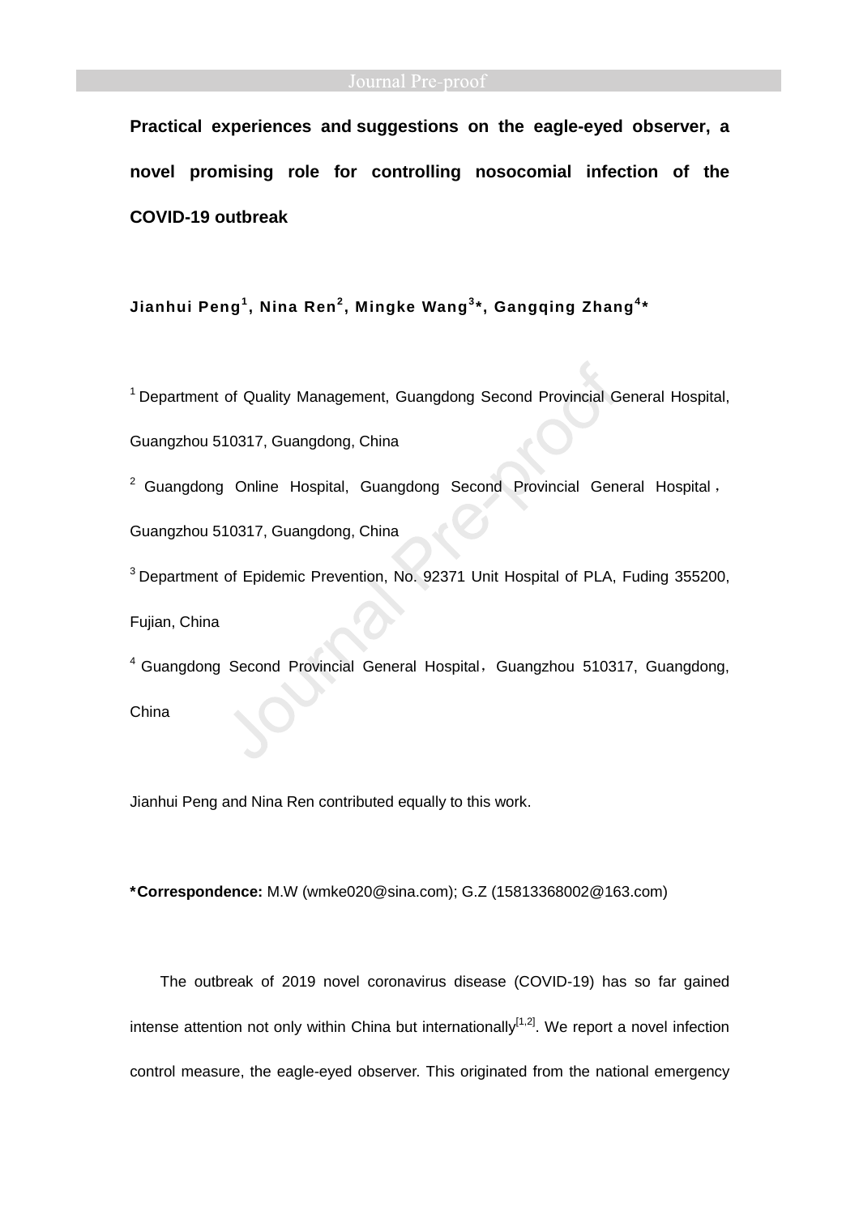# Practical experiences and suggestions on the eagle-eyed observer, a novel promising role for controlling nosocomial infection of the COVID-19 outbreak

**Jianhui Peng[1], Nina Ren[2], Mingke Wang[3]*, Gangqing Zhang[4]***

[1] Department of Quality Management, Guangdong Second Provincial General Hospital, Guangzhou 510317, Guangdong, China

[2] Guangdong Online Hospital, Guangdong Second Provincial General Hospital， Guangzhou 510317, Guangdong, China

[3] Department of Epidemic Prevention, No. 92371 Unit Hospital of PLA, Fuding 355200, Fujian, China

[4] Guangdong Second Provincial General Hospital，Guangzhou 510317, Guangdong, China

Jianhui Peng and Nina Ren contributed equally to this work.

***Correspondence:** M.W (wmke020@sina.com); G.Z (15813368002@163.com)

The outbreak of 2019 novel coronavirus disease (COVID-19) has so far gained intense attention not only within China but internationally[1,2]. We report a novel infection control measure, the eagle-eyed observer. This originated from the national emergency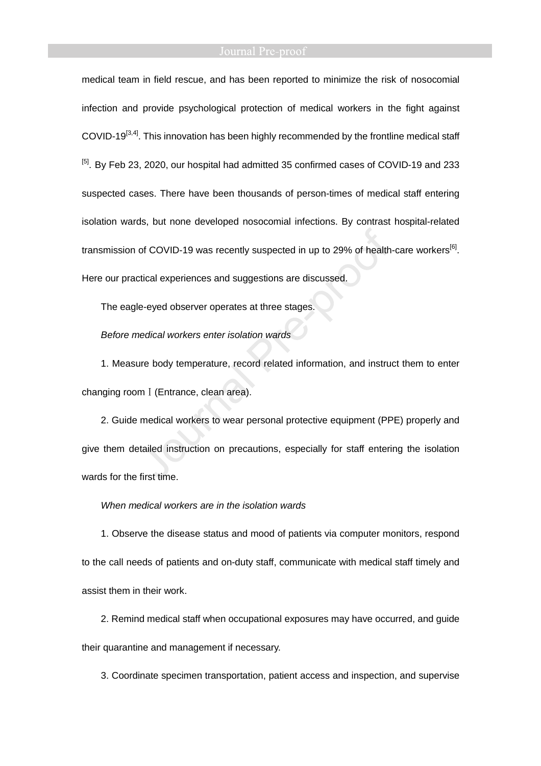medical team in field rescue, and has been reported to minimize the risk of nosocomial infection and provide psychological protection of medical workers in the fight against COVID-19[3,4]. This innovation has been highly recommended by the frontline medical staff [5]. By Feb 23, 2020, our hospital had admitted 35 confirmed cases of COVID-19 and 233 suspected cases. There have been thousands of person-times of medical staff entering isolation wards, but none developed nosocomial infections. By contrast hospital-related transmission of COVID-19 was recently suspected in up to 29% of health-care workers[6]. Here our practical experiences and suggestions are discussed.

The eagle-eyed observer operates at three stages.

*Before medical workers enter isolation wards*

1. Measure body temperature, record related information, and instruct them to enter changing room Ⅰ (Entrance, clean area).

2. Guide medical workers to wear personal protective equipment (PPE) properly and give them detailed instruction on precautions, especially for staff entering the isolation wards for the first time.

*When medical workers are in the isolation wards*

1. Observe the disease status and mood of patients via computer monitors, respond to the call needs of patients and on-duty staff, communicate with medical staff timely and assist them in their work.

2. Remind medical staff when occupational exposures may have occurred, and guide their quarantine and management if necessary.

3. Coordinate specimen transportation, patient access and inspection, and supervise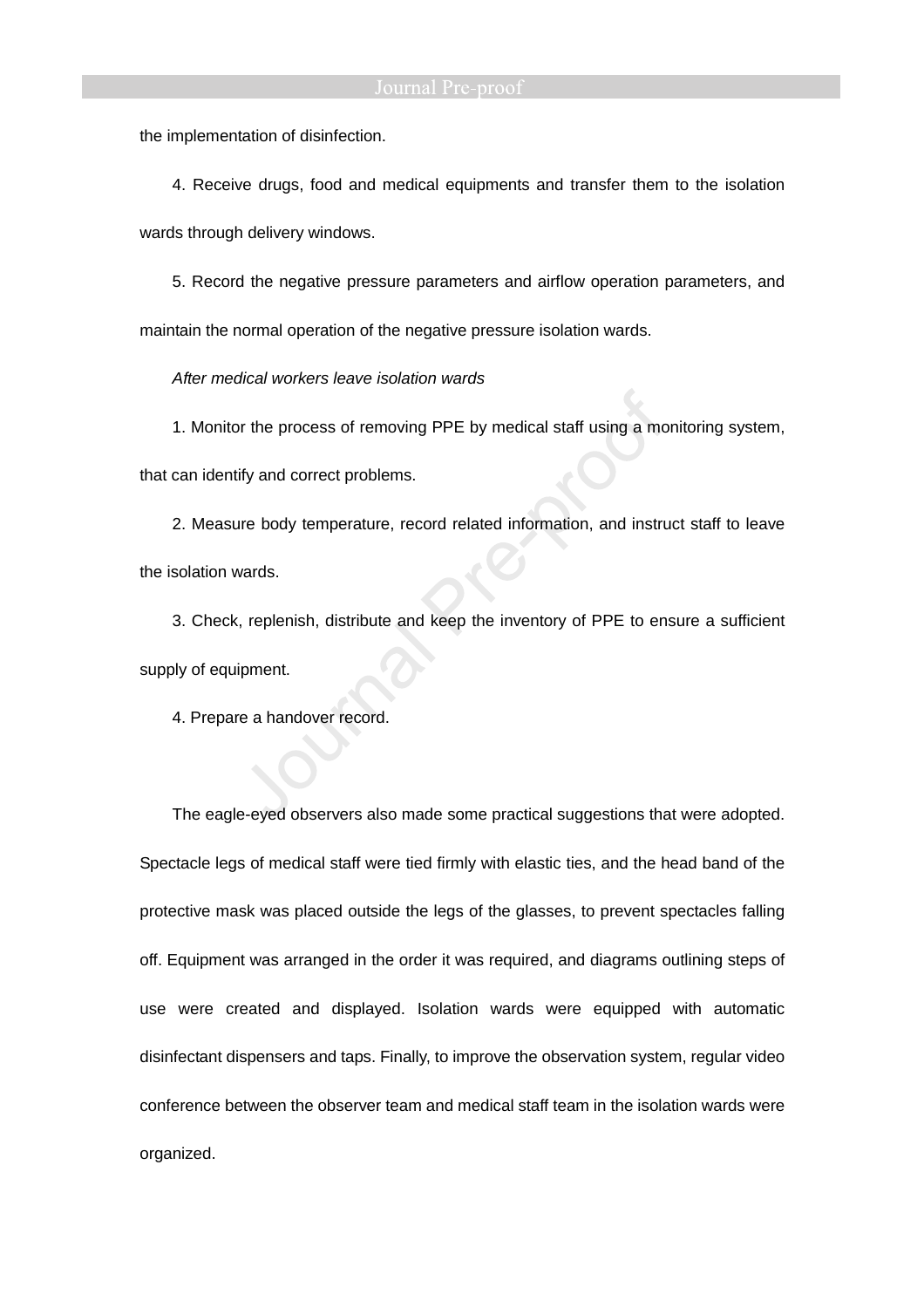the implementation of disinfection.

4. Receive drugs, food and medical equipments and transfer them to the isolation wards through delivery windows.

5. Record the negative pressure parameters and airflow operation parameters, and maintain the normal operation of the negative pressure isolation wards.

*After medical workers leave isolation wards*

1. Monitor the process of removing PPE by medical staff using a monitoring system, that can identify and correct problems.

2. Measure body temperature, record related information, and instruct staff to leave the isolation wards.

3. Check, replenish, distribute and keep the inventory of PPE to ensure a sufficient supply of equipment.

4. Prepare a handover record.

The eagle-eyed observers also made some practical suggestions that were adopted. Spectacle legs of medical staff were tied firmly with elastic ties, and the head band of the protective mask was placed outside the legs of the glasses, to prevent spectacles falling off. Equipment was arranged in the order it was required, and diagrams outlining steps of use were created and displayed. Isolation wards were equipped with automatic disinfectant dispensers and taps. Finally, to improve the observation system, regular video conference between the observer team and medical staff team in the isolation wards were organized.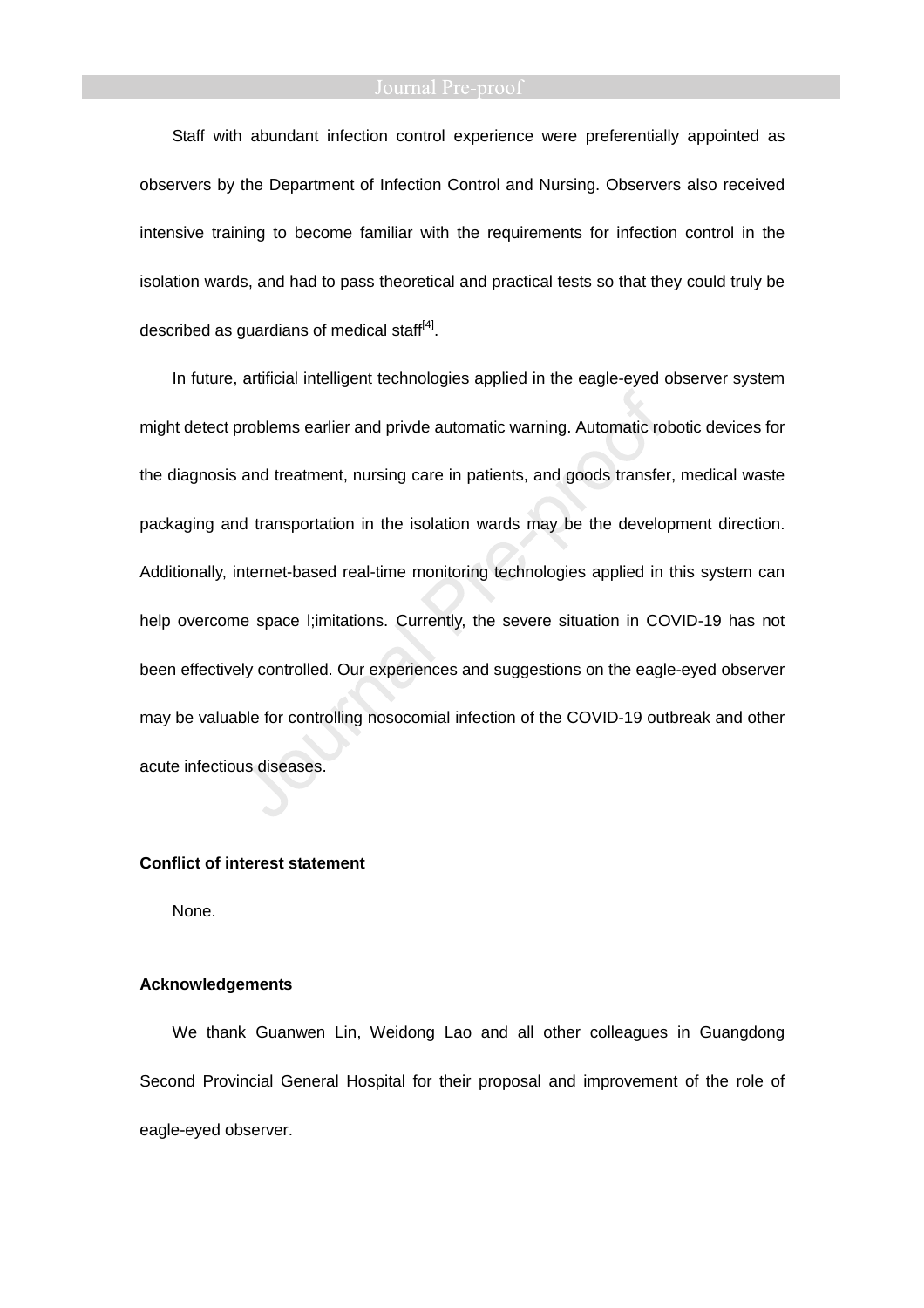Staff with abundant infection control experience were preferentially appointed as observers by the Department of Infection Control and Nursing. Observers also received intensive training to become familiar with the requirements for infection control in the isolation wards, and had to pass theoretical and practical tests so that they could truly be described as guardians of medical staff[4].

In future, artificial intelligent technologies applied in the eagle-eyed observer system might detect problems earlier and privde automatic warning. Automatic robotic devices for the diagnosis and treatment, nursing care in patients, and goods transfer, medical waste packaging and transportation in the isolation wards may be the development direction. Additionally, internet-based real-time monitoring technologies applied in this system can help overcome space l;imitations. Currently, the severe situation in COVID-19 has not been effectively controlled. Our experiences and suggestions on the eagle-eyed observer may be valuable for controlling nosocomial infection of the COVID-19 outbreak and other acute infectious diseases.

**Conflict of interest statement**

None.

**Acknowledgements**

We thank Guanwen Lin, Weidong Lao and all other colleagues in Guangdong Second Provincial General Hospital for their proposal and improvement of the role of eagle-eyed observer.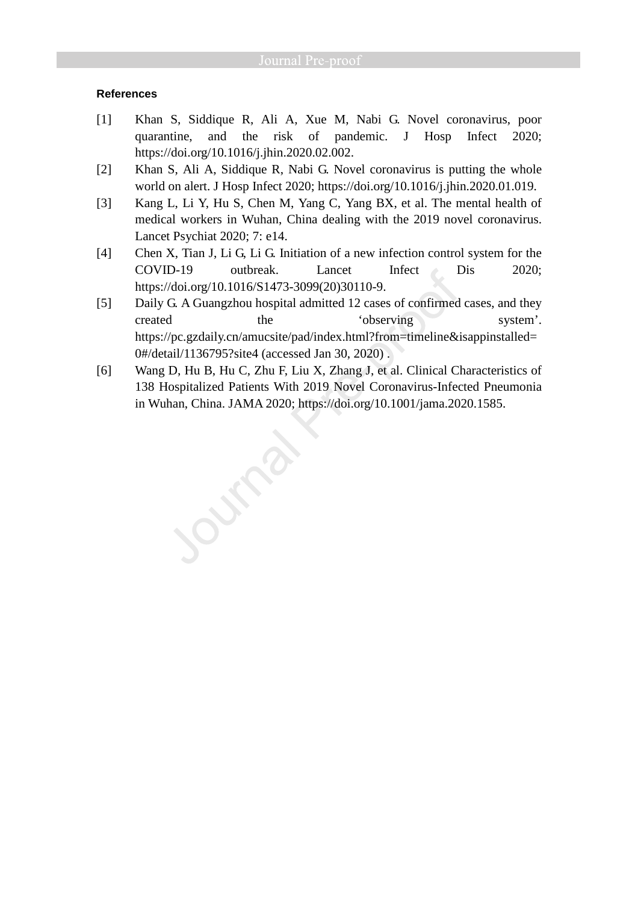### References

[1] Khan S, Siddique R, Ali A, Xue M, Nabi G. Novel coronavirus, poor quarantine, and the risk of pandemic. J Hosp Infect 2020; https://doi.org/10.1016/j.jhin.2020.02.002.

[2] Khan S, Ali A, Siddique R, Nabi G. Novel coronavirus is putting the whole world on alert. J Hosp Infect 2020; https://doi.org/10.1016/j.jhin.2020.01.019.

[3] Kang L, Li Y, Hu S, Chen M, Yang C, Yang BX, et al. The mental health of medical workers in Wuhan, China dealing with the 2019 novel coronavirus. Lancet Psychiat 2020; 7: e14.

[4] Chen X, Tian J, Li G, Li G. Initiation of a new infection control system for the COVID-19 outbreak. Lancet Infect Dis 2020; https://doi.org/10.1016/S1473-3099(20)30110-9.

[5] Daily G. A Guangzhou hospital admitted 12 cases of confirmed cases, and they created the 'observing system'. https://pc.gzdaily.cn/amucsite/pad/index.html?from=timeline&isappinstalled=0#/detail/1136795?site4 (accessed Jan 30, 2020) .

[6] Wang D, Hu B, Hu C, Zhu F, Liu X, Zhang J, et al. Clinical Characteristics of 138 Hospitalized Patients With 2019 Novel Coronavirus-Infected Pneumonia in Wuhan, China. JAMA 2020; https://doi.org/10.1001/jama.2020.1585.